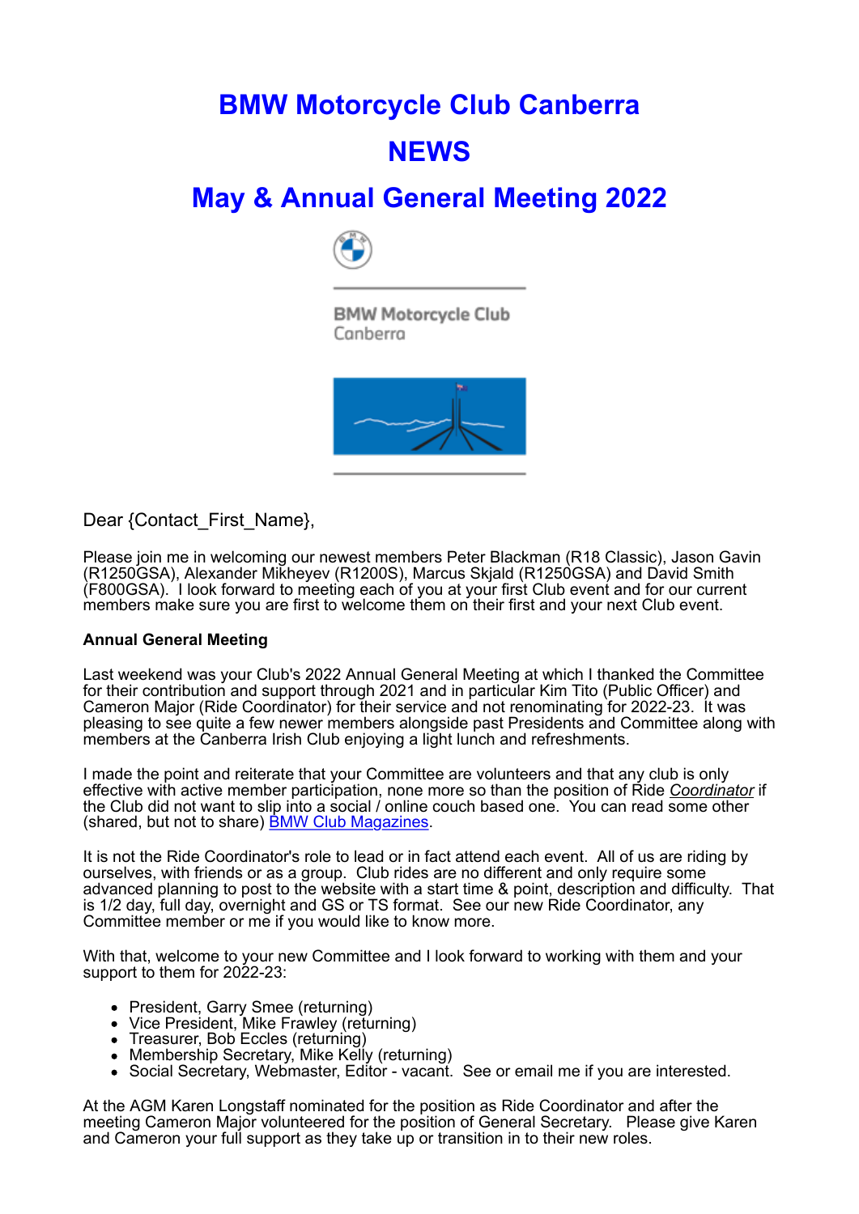# BMW Motorcycle Club Canberra

# NEWS

# May & Annual General Meeting 2022

BMW Motorcycle Club
Canberra

Dear {Contact_First_Name},

Please join me in welcoming our newest members Peter Blackman (R18 Classic), Jason Gavin (R1250GSA), Alexander Mikheyev (R1200S), Marcus Skjald (R1250GSA) and David Smith (F800GSA). I look forward to meeting each of you at your first Club event and for our current members make sure you are first to welcome them on their first and your next Club event.

**Annual General Meeting**

Last weekend was your Club's 2022 Annual General Meeting at which I thanked the Committee for their contribution and support through 2021 and in particular Kim Tito (Public Officer) and Cameron Major (Ride Coordinator) for their service and not renominating for 2022-23. It was pleasing to see quite a few newer members alongside past Presidents and Committee along with members at the Canberra Irish Club enjoying a light lunch and refreshments.

I made the point and reiterate that your Committee are volunteers and that any club is only effective with active member participation, none more so than the position of Ride *Coordinator* if the Club did not want to slip into a social / online couch based one. You can read some other (shared, but not to share) BMW Club Magazines.

It is not the Ride Coordinator's role to lead or in fact attend each event. All of us are riding by ourselves, with friends or as a group. Club rides are no different and only require some advanced planning to post to the website with a start time & point, description and difficulty. That is 1/2 day, full day, overnight and GS or TS format. See our new Ride Coordinator, any Committee member or me if you would like to know more.

With that, welcome to your new Committee and I look forward to working with them and your support to them for 2022-23:

- President, Garry Smee (returning)
- Vice President, Mike Frawley (returning)
- Treasurer, Bob Eccles (returning)
- Membership Secretary, Mike Kelly (returning)
- Social Secretary, Webmaster, Editor - vacant. See or email me if you are interested.

At the AGM Karen Longstaff nominated for the position as Ride Coordinator and after the meeting Cameron Major volunteered for the position of General Secretary. Please give Karen and Cameron your full support as they take up or transition in to their new roles.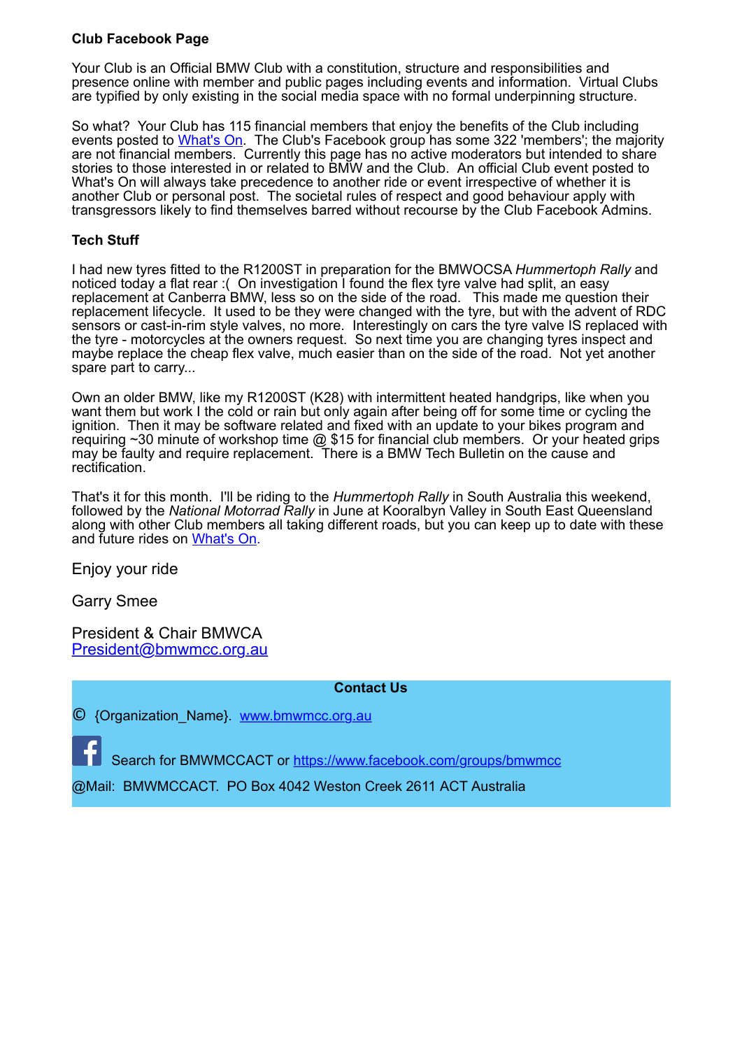**Club Facebook Page**

Your Club is an Official BMW Club with a constitution, structure and responsibilities and presence online with member and public pages including events and information. Virtual Clubs are typified by only existing in the social media space with no formal underpinning structure.

So what? Your Club has 115 financial members that enjoy the benefits of the Club including events posted to What's On. The Club's Facebook group has some 322 'members'; the majority are not financial members. Currently this page has no active moderators but intended to share stories to those interested in or related to BMW and the Club. An official Club event posted to What's On will always take precedence to another ride or event irrespective of whether it is another Club or personal post. The societal rules of respect and good behaviour apply with transgressors likely to find themselves barred without recourse by the Club Facebook Admins.

**Tech Stuff**

I had new tyres fitted to the R1200ST in preparation for the BMWOCSA *Hummertoph Rally* and noticed today a flat rear :( On investigation I found the flex tyre valve had split, an easy replacement at Canberra BMW, less so on the side of the road. This made me question their replacement lifecycle. It used to be they were changed with the tyre, but with the advent of RDC sensors or cast-in-rim style valves, no more. Interestingly on cars the tyre valve IS replaced with the tyre - motorcycles at the owners request. So next time you are changing tyres inspect and maybe replace the cheap flex valve, much easier than on the side of the road. Not yet another spare part to carry...

Own an older BMW, like my R1200ST (K28) with intermittent heated handgrips, like when you want them but work I the cold or rain but only again after being off for some time or cycling the ignition. Then it may be software related and fixed with an update to your bikes program and requiring ~30 minute of workshop time @ $15 for financial club members. Or your heated grips may be faulty and require replacement. There is a BMW Tech Bulletin on the cause and rectification.

That's it for this month. I'll be riding to the *Hummertoph Rally* in South Australia this weekend, followed by the *National Motorrad Rally* in June at Kooralbyn Valley in South East Queensland along with other Club members all taking different roads, but you can keep up to date with these and future rides on What's On.

Enjoy your ride

Garry Smee

President & Chair BMWCA
President@bmwmcc.org.au

**Contact Us**

© {Organization_Name}. www.bmwmcc.org.au

Search for BMWMCCACT or https://www.facebook.com/groups/bmwmcc

@Mail: BMWMCCACT. PO Box 4042 Weston Creek 2611 ACT Australia